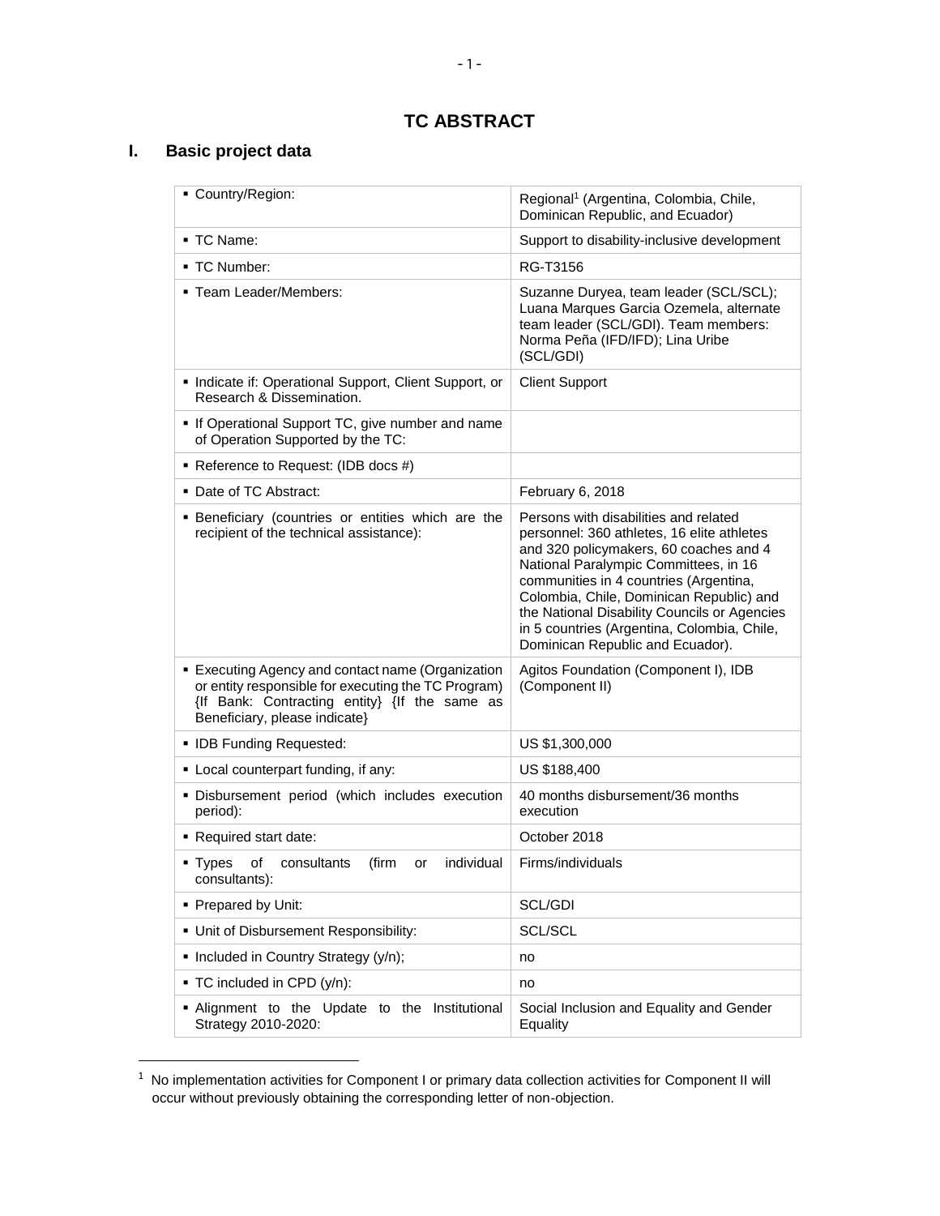# TC ABSTRACT

## I. Basic project data

| | |
|---|---|
| ▪ Country/Region: | Regional[1] (Argentina, Colombia, Chile, Dominican Republic, and Ecuador) |
| ▪ TC Name: | Support to disability-inclusive development |
| ▪ TC Number: | RG-T3156 |
| ▪ Team Leader/Members: | Suzanne Duryea, team leader (SCL/SCL); Luana Marques Garcia Ozemela, alternate team leader (SCL/GDI). Team members: Norma Peña (IFD/IFD); Lina Uribe (SCL/GDI) |
| ▪ Indicate if: Operational Support, Client Support, or Research & Dissemination. | Client Support |
| ▪ If Operational Support TC, give number and name of Operation Supported by the TC: | |
| ▪ Reference to Request: (IDB docs #) | |
| ▪ Date of TC Abstract: | February 6, 2018 |
| ▪ Beneficiary (countries or entities which are the recipient of the technical assistance): | Persons with disabilities and related personnel: 360 athletes, 16 elite athletes and 320 policymakers, 60 coaches and 4 National Paralympic Committees, in 16 communities in 4 countries (Argentina, Colombia, Chile, Dominican Republic) and the National Disability Councils or Agencies in 5 countries (Argentina, Colombia, Chile, Dominican Republic and Ecuador). |
| ▪ Executing Agency and contact name (Organization or entity responsible for executing the TC Program) {If Bank: Contracting entity} {If the same as Beneficiary, please indicate} | Agitos Foundation (Component I), IDB (Component II) |
| ▪ IDB Funding Requested: | US $1,300,000 |
| ▪ Local counterpart funding, if any: | US $188,400 |
| ▪ Disbursement period (which includes execution period): | 40 months disbursement/36 months execution |
| ▪ Required start date: | October 2018 |
| ▪ Types of consultants (firm or individual consultants): | Firms/individuals |
| ▪ Prepared by Unit: | SCL/GDI |
| ▪ Unit of Disbursement Responsibility: | SCL/SCL |
| ▪ Included in Country Strategy (y/n); | no |
| ▪ TC included in CPD (y/n): | no |
| ▪ Alignment to the Update to the Institutional Strategy 2010-2020: | Social Inclusion and Equality and Gender Equality |

[1] No implementation activities for Component I or primary data collection activities for Component II will occur without previously obtaining the corresponding letter of non-objection.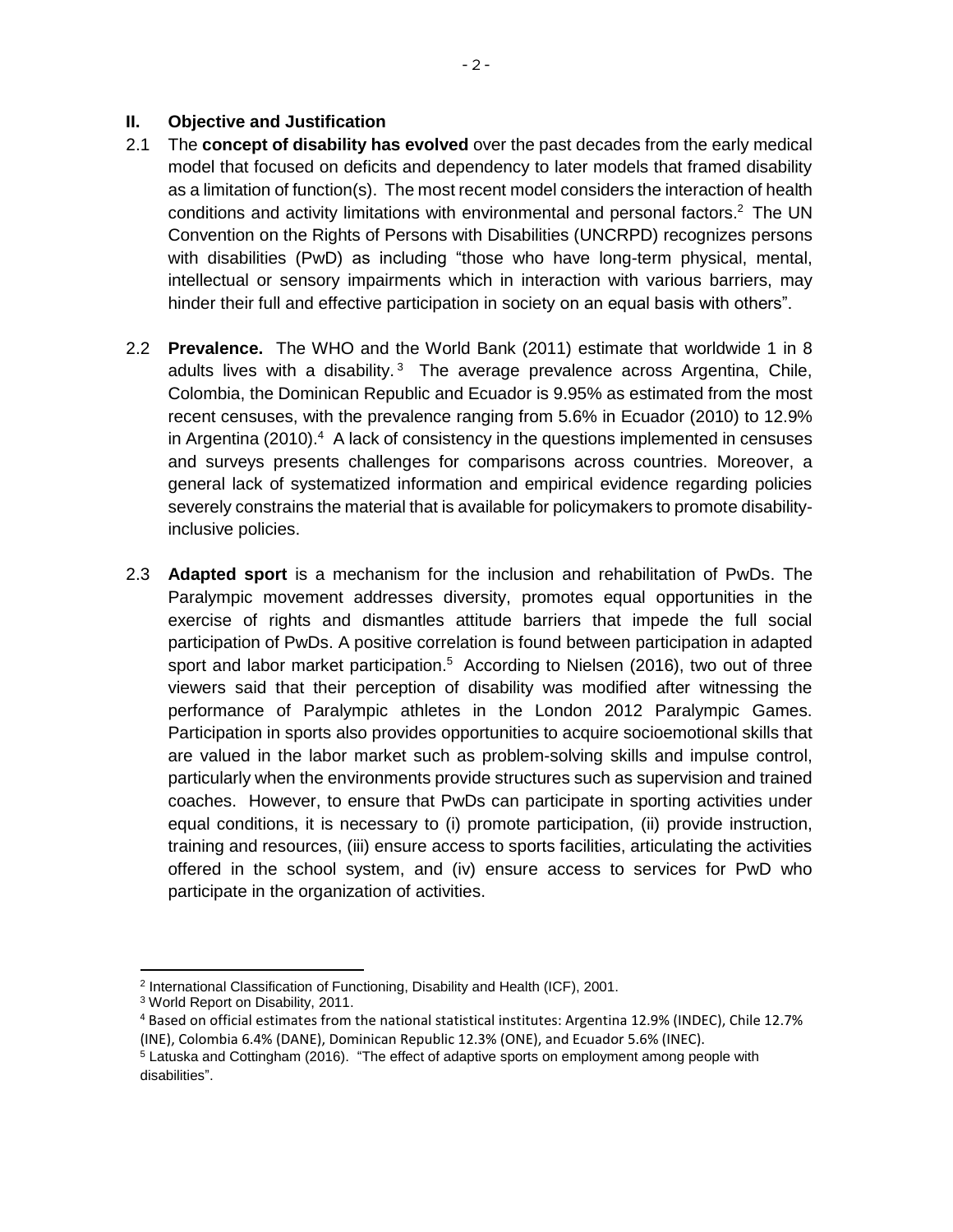## II. Objective and Justification

2.1 The **concept of disability has evolved** over the past decades from the early medical model that focused on deficits and dependency to later models that framed disability as a limitation of function(s). The most recent model considers the interaction of health conditions and activity limitations with environmental and personal factors.[2] The UN Convention on the Rights of Persons with Disabilities (UNCRPD) recognizes persons with disabilities (PwD) as including "those who have long-term physical, mental, intellectual or sensory impairments which in interaction with various barriers, may hinder their full and effective participation in society on an equal basis with others".

2.2 **Prevalence.** The WHO and the World Bank (2011) estimate that worldwide 1 in 8 adults lives with a disability.[3] The average prevalence across Argentina, Chile, Colombia, the Dominican Republic and Ecuador is 9.95% as estimated from the most recent censuses, with the prevalence ranging from 5.6% in Ecuador (2010) to 12.9% in Argentina (2010).[4] A lack of consistency in the questions implemented in censuses and surveys presents challenges for comparisons across countries. Moreover, a general lack of systematized information and empirical evidence regarding policies severely constrains the material that is available for policymakers to promote disability-inclusive policies.

2.3 **Adapted sport** is a mechanism for the inclusion and rehabilitation of PwDs. The Paralympic movement addresses diversity, promotes equal opportunities in the exercise of rights and dismantles attitude barriers that impede the full social participation of PwDs. A positive correlation is found between participation in adapted sport and labor market participation.[5] According to Nielsen (2016), two out of three viewers said that their perception of disability was modified after witnessing the performance of Paralympic athletes in the London 2012 Paralympic Games. Participation in sports also provides opportunities to acquire socioemotional skills that are valued in the labor market such as problem-solving skills and impulse control, particularly when the environments provide structures such as supervision and trained coaches. However, to ensure that PwDs can participate in sporting activities under equal conditions, it is necessary to (i) promote participation, (ii) provide instruction, training and resources, (iii) ensure access to sports facilities, articulating the activities offered in the school system, and (iv) ensure access to services for PwD who participate in the organization of activities.

---

[2] International Classification of Functioning, Disability and Health (ICF), 2001.

[3] World Report on Disability, 2011.

[4] Based on official estimates from the national statistical institutes: Argentina 12.9% (INDEC), Chile 12.7% (INE), Colombia 6.4% (DANE), Dominican Republic 12.3% (ONE), and Ecuador 5.6% (INEC).

[5] Latuska and Cottingham (2016). "The effect of adaptive sports on employment among people with disabilities".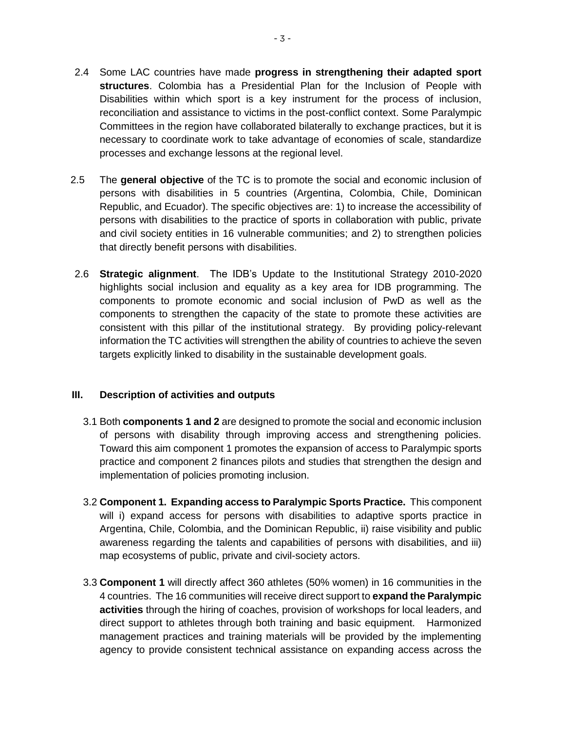2.4 Some LAC countries have made **progress in strengthening their adapted sport structures**. Colombia has a Presidential Plan for the Inclusion of People with Disabilities within which sport is a key instrument for the process of inclusion, reconciliation and assistance to victims in the post-conflict context. Some Paralympic Committees in the region have collaborated bilaterally to exchange practices, but it is necessary to coordinate work to take advantage of economies of scale, standardize processes and exchange lessons at the regional level.

2.5 The **general objective** of the TC is to promote the social and economic inclusion of persons with disabilities in 5 countries (Argentina, Colombia, Chile, Dominican Republic, and Ecuador). The specific objectives are: 1) to increase the accessibility of persons with disabilities to the practice of sports in collaboration with public, private and civil society entities in 16 vulnerable communities; and 2) to strengthen policies that directly benefit persons with disabilities.

2.6 **Strategic alignment**. The IDB's Update to the Institutional Strategy 2010-2020 highlights social inclusion and equality as a key area for IDB programming. The components to promote economic and social inclusion of PwD as well as the components to strengthen the capacity of the state to promote these activities are consistent with this pillar of the institutional strategy. By providing policy-relevant information the TC activities will strengthen the ability of countries to achieve the seven targets explicitly linked to disability in the sustainable development goals.

## III. Description of activities and outputs

3.1 Both **components 1 and 2** are designed to promote the social and economic inclusion of persons with disability through improving access and strengthening policies. Toward this aim component 1 promotes the expansion of access to Paralympic sports practice and component 2 finances pilots and studies that strengthen the design and implementation of policies promoting inclusion.

3.2 **Component 1. Expanding access to Paralympic Sports Practice.** This component will i) expand access for persons with disabilities to adaptive sports practice in Argentina, Chile, Colombia, and the Dominican Republic, ii) raise visibility and public awareness regarding the talents and capabilities of persons with disabilities, and iii) map ecosystems of public, private and civil-society actors.

3.3 **Component 1** will directly affect 360 athletes (50% women) in 16 communities in the 4 countries. The 16 communities will receive direct support to **expand the Paralympic activities** through the hiring of coaches, provision of workshops for local leaders, and direct support to athletes through both training and basic equipment. Harmonized management practices and training materials will be provided by the implementing agency to provide consistent technical assistance on expanding access across the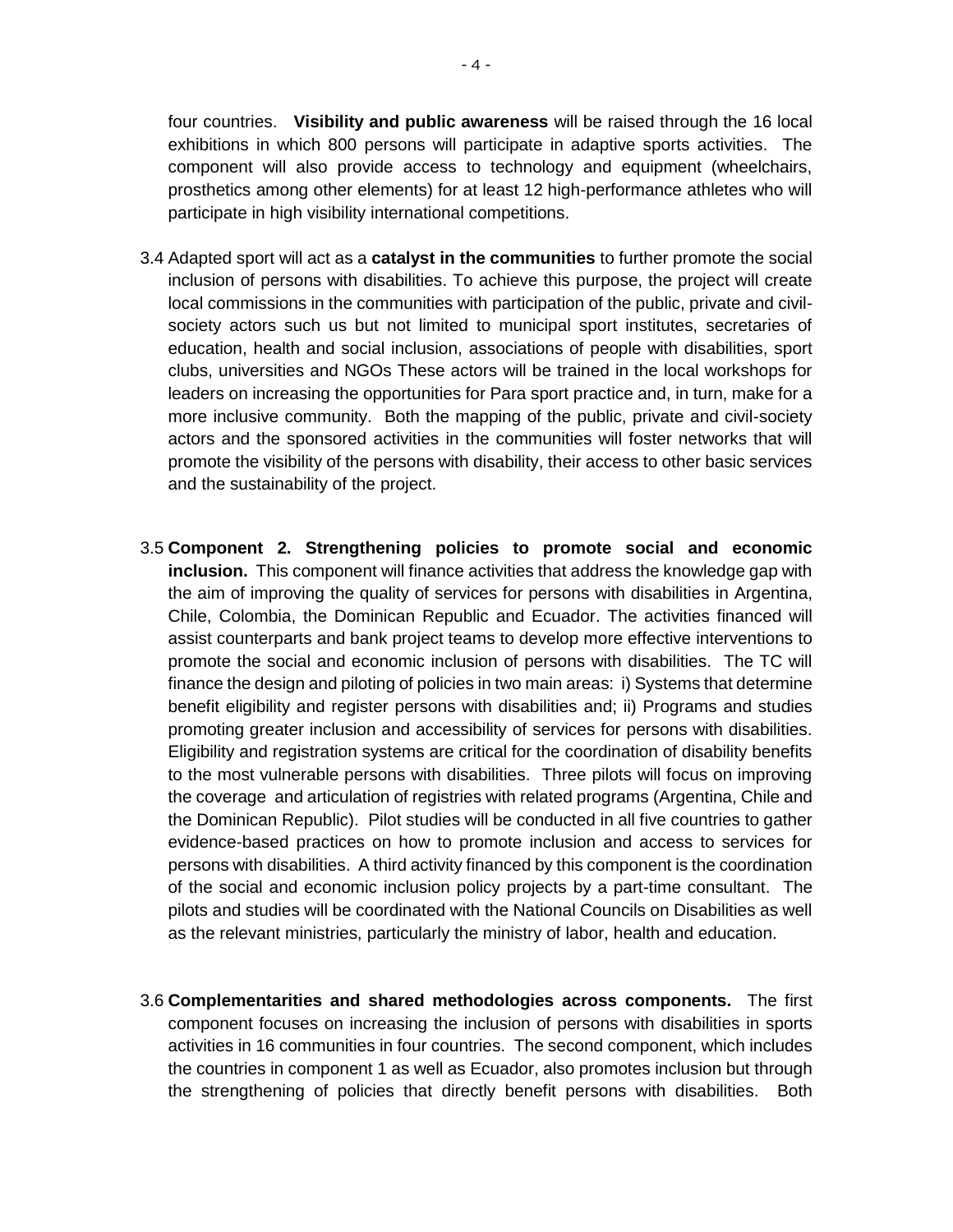four countries. **Visibility and public awareness** will be raised through the 16 local exhibitions in which 800 persons will participate in adaptive sports activities. The component will also provide access to technology and equipment (wheelchairs, prosthetics among other elements) for at least 12 high-performance athletes who will participate in high visibility international competitions.

3.4 Adapted sport will act as a **catalyst in the communities** to further promote the social inclusion of persons with disabilities. To achieve this purpose, the project will create local commissions in the communities with participation of the public, private and civil-society actors such us but not limited to municipal sport institutes, secretaries of education, health and social inclusion, associations of people with disabilities, sport clubs, universities and NGOs These actors will be trained in the local workshops for leaders on increasing the opportunities for Para sport practice and, in turn, make for a more inclusive community. Both the mapping of the public, private and civil-society actors and the sponsored activities in the communities will foster networks that will promote the visibility of the persons with disability, their access to other basic services and the sustainability of the project.

3.5 **Component 2. Strengthening policies to promote social and economic inclusion.** This component will finance activities that address the knowledge gap with the aim of improving the quality of services for persons with disabilities in Argentina, Chile, Colombia, the Dominican Republic and Ecuador. The activities financed will assist counterparts and bank project teams to develop more effective interventions to promote the social and economic inclusion of persons with disabilities. The TC will finance the design and piloting of policies in two main areas: i) Systems that determine benefit eligibility and register persons with disabilities and; ii) Programs and studies promoting greater inclusion and accessibility of services for persons with disabilities. Eligibility and registration systems are critical for the coordination of disability benefits to the most vulnerable persons with disabilities. Three pilots will focus on improving the coverage and articulation of registries with related programs (Argentina, Chile and the Dominican Republic). Pilot studies will be conducted in all five countries to gather evidence-based practices on how to promote inclusion and access to services for persons with disabilities. A third activity financed by this component is the coordination of the social and economic inclusion policy projects by a part-time consultant. The pilots and studies will be coordinated with the National Councils on Disabilities as well as the relevant ministries, particularly the ministry of labor, health and education.

3.6 **Complementarities and shared methodologies across components.** The first component focuses on increasing the inclusion of persons with disabilities in sports activities in 16 communities in four countries. The second component, which includes the countries in component 1 as well as Ecuador, also promotes inclusion but through the strengthening of policies that directly benefit persons with disabilities. Both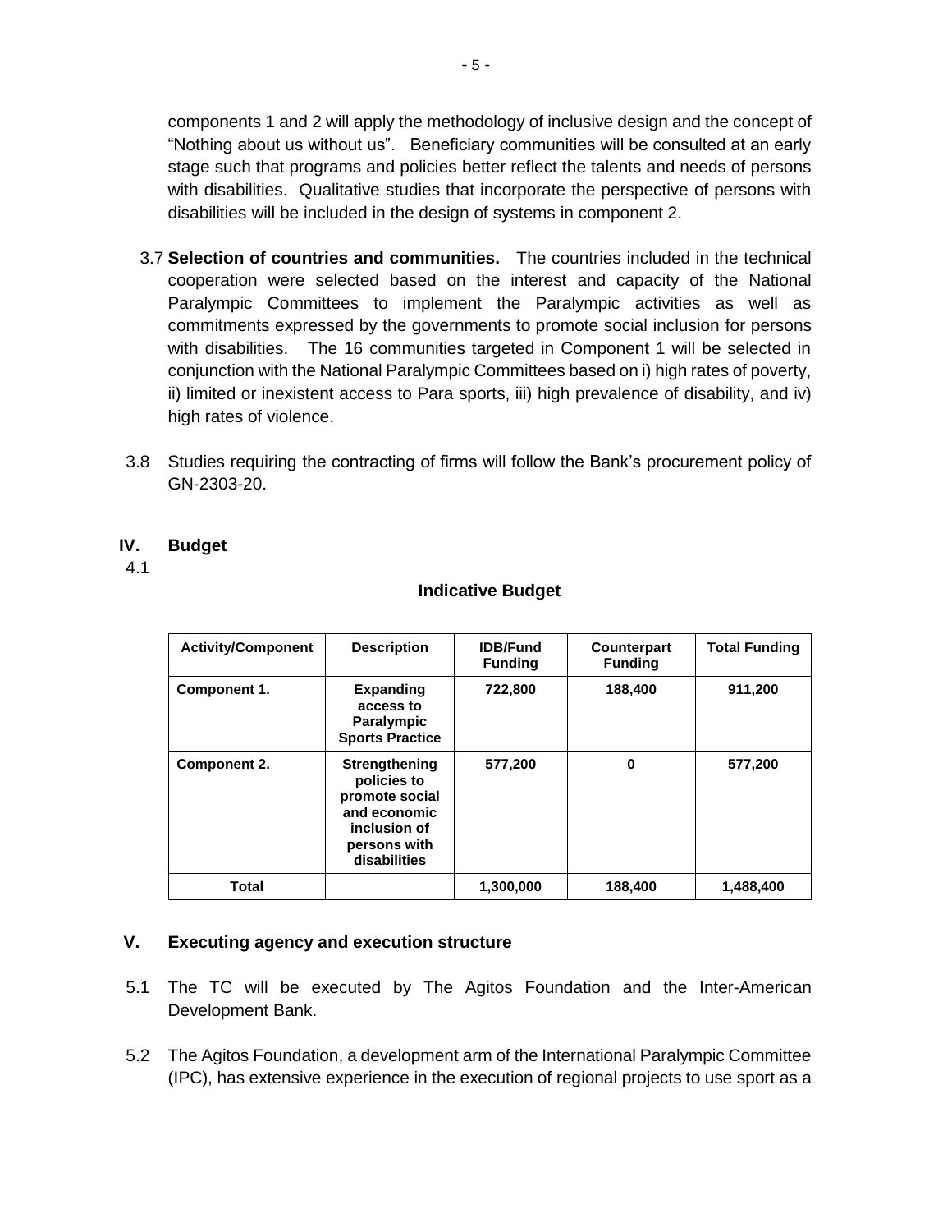components 1 and 2 will apply the methodology of inclusive design and the concept of "Nothing about us without us". Beneficiary communities will be consulted at an early stage such that programs and policies better reflect the talents and needs of persons with disabilities. Qualitative studies that incorporate the perspective of persons with disabilities will be included in the design of systems in component 2.

3.7 **Selection of countries and communities.** The countries included in the technical cooperation were selected based on the interest and capacity of the National Paralympic Committees to implement the Paralympic activities as well as commitments expressed by the governments to promote social inclusion for persons with disabilities. The 16 communities targeted in Component 1 will be selected in conjunction with the National Paralympic Committees based on i) high rates of poverty, ii) limited or inexistent access to Para sports, iii) high prevalence of disability, and iv) high rates of violence.

3.8 Studies requiring the contracting of firms will follow the Bank's procurement policy of GN-2303-20.

## IV. Budget

4.1

**Indicative Budget**

| Activity/Component | Description | IDB/Fund Funding | Counterpart Funding | Total Funding |
|---|---|---|---|---|
| **Component 1.** | **Expanding access to Paralympic Sports Practice** | **722,800** | **188,400** | **911,200** |
| **Component 2.** | **Strengthening policies to promote social and economic inclusion of persons with disabilities** | **577,200** | **0** | **577,200** |
| **Total** | | **1,300,000** | **188,400** | **1,488,400** |

## V. Executing agency and execution structure

5.1 The TC will be executed by The Agitos Foundation and the Inter-American Development Bank.

5.2 The Agitos Foundation, a development arm of the International Paralympic Committee (IPC), has extensive experience in the execution of regional projects to use sport as a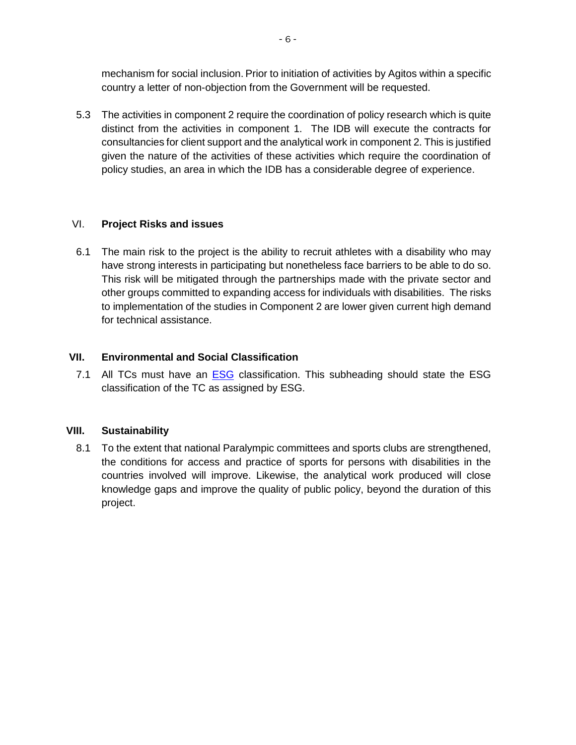mechanism for social inclusion. Prior to initiation of activities by Agitos within a specific country a letter of non-objection from the Government will be requested.

5.3 The activities in component 2 require the coordination of policy research which is quite distinct from the activities in component 1. The IDB will execute the contracts for consultancies for client support and the analytical work in component 2. This is justified given the nature of the activities of these activities which require the coordination of policy studies, an area in which the IDB has a considerable degree of experience.

## VI. Project Risks and issues

6.1 The main risk to the project is the ability to recruit athletes with a disability who may have strong interests in participating but nonetheless face barriers to be able to do so. This risk will be mitigated through the partnerships made with the private sector and other groups committed to expanding access for individuals with disabilities. The risks to implementation of the studies in Component 2 are lower given current high demand for technical assistance.

## VII. Environmental and Social Classification

7.1 All TCs must have an ESG classification. This subheading should state the ESG classification of the TC as assigned by ESG.

## VIII. Sustainability

8.1 To the extent that national Paralympic committees and sports clubs are strengthened, the conditions for access and practice of sports for persons with disabilities in the countries involved will improve. Likewise, the analytical work produced will close knowledge gaps and improve the quality of public policy, beyond the duration of this project.